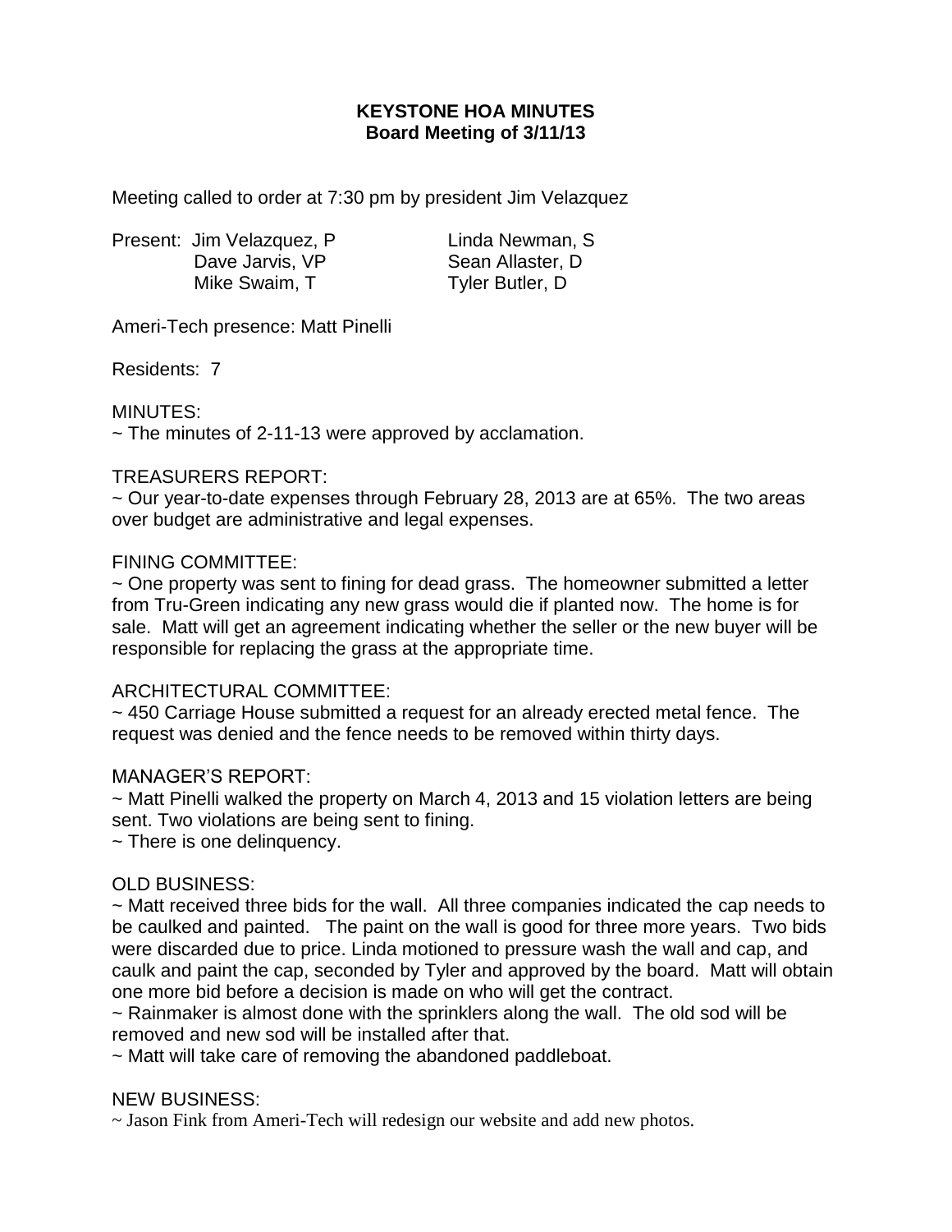# KEYSTONE HOA MINUTES
## Board Meeting of 3/11/13

Meeting called to order at 7:30 pm by president Jim Velazquez

Present: Jim Velazquez, P
Dave Jarvis, VP
Mike Swaim, T
Linda Newman, S
Sean Allaster, D
Tyler Butler, D

Ameri-Tech presence: Matt Pinelli

Residents: 7

MINUTES:
~ The minutes of 2-11-13 were approved by acclamation.

TREASURERS REPORT:
~ Our year-to-date expenses through February 28, 2013 are at 65%. The two areas over budget are administrative and legal expenses.

FINING COMMITTEE:
~ One property was sent to fining for dead grass. The homeowner submitted a letter from Tru-Green indicating any new grass would die if planted now. The home is for sale. Matt will get an agreement indicating whether the seller or the new buyer will be responsible for replacing the grass at the appropriate time.

ARCHITECTURAL COMMITTEE:
~ 450 Carriage House submitted a request for an already erected metal fence. The request was denied and the fence needs to be removed within thirty days.

MANAGER'S REPORT:
~ Matt Pinelli walked the property on March 4, 2013 and 15 violation letters are being sent. Two violations are being sent to fining.
~ There is one delinquency.

OLD BUSINESS:
~ Matt received three bids for the wall. All three companies indicated the cap needs to be caulked and painted. The paint on the wall is good for three more years. Two bids were discarded due to price. Linda motioned to pressure wash the wall and cap, and caulk and paint the cap, seconded by Tyler and approved by the board. Matt will obtain one more bid before a decision is made on who will get the contract.
~ Rainmaker is almost done with the sprinklers along the wall. The old sod will be removed and new sod will be installed after that.
~ Matt will take care of removing the abandoned paddleboat.

NEW BUSINESS:
~ Jason Fink from Ameri-Tech will redesign our website and add new photos.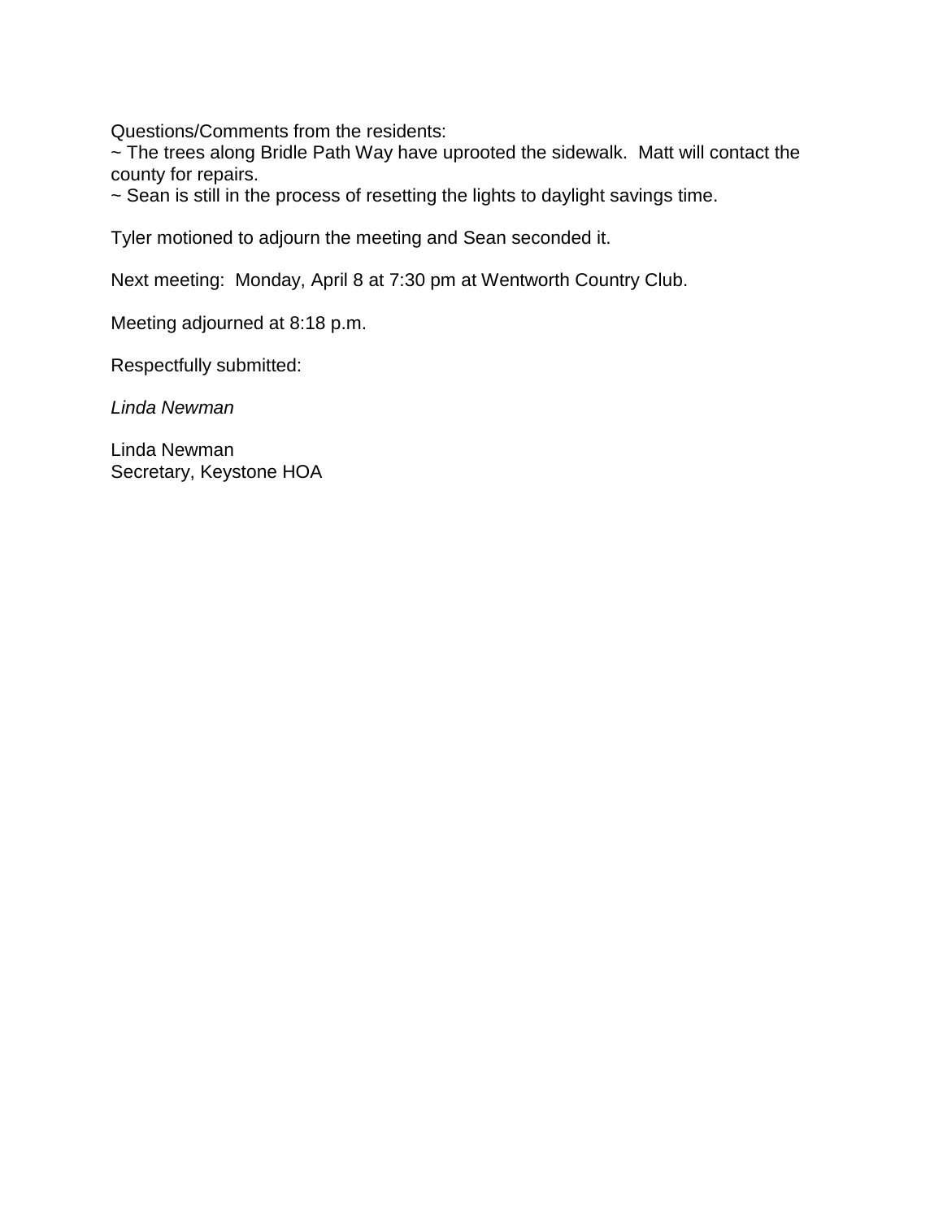Questions/Comments from the residents:

~ The trees along Bridle Path Way have uprooted the sidewalk. Matt will contact the county for repairs.

~ Sean is still in the process of resetting the lights to daylight savings time.

Tyler motioned to adjourn the meeting and Sean seconded it.

Next meeting: Monday, April 8 at 7:30 pm at Wentworth Country Club.

Meeting adjourned at 8:18 p.m.

Respectfully submitted:

*Linda Newman*

Linda Newman
Secretary, Keystone HOA